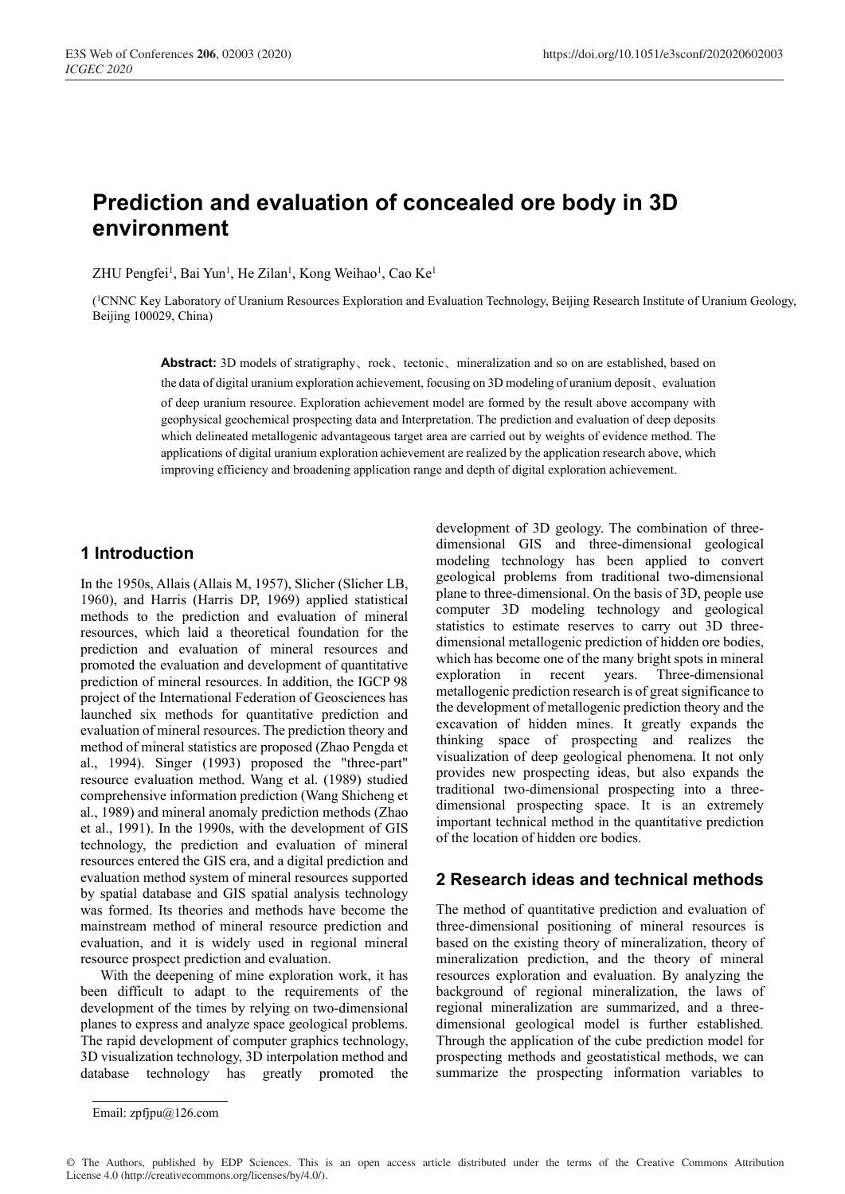# Prediction and evaluation of concealed ore body in 3D environment

ZHU Pengfei[1], Bai Yun[1], He Zilan[1], Kong Weihao[1], Cao Ke[1]

([1]CNNC Key Laboratory of Uranium Resources Exploration and Evaluation Technology, Beijing Research Institute of Uranium Geology, Beijing 100029, China)

**Abstract:** 3D models of stratigraphy、rock、tectonic、mineralization and so on are established, based on the data of digital uranium exploration achievement, focusing on 3D modeling of uranium deposit、evaluation of deep uranium resource. Exploration achievement model are formed by the result above accompany with geophysical geochemical prospecting data and Interpretation. The prediction and evaluation of deep deposits which delineated metallogenic advantageous target area are carried out by weights of evidence method. The applications of digital uranium exploration achievement are realized by the application research above, which improving efficiency and broadening application range and depth of digital exploration achievement.

## 1 Introduction

In the 1950s, Allais (Allais M, 1957), Slicher (Slicher LB, 1960), and Harris (Harris DP, 1969) applied statistical methods to the prediction and evaluation of mineral resources, which laid a theoretical foundation for the prediction and evaluation of mineral resources and promoted the evaluation and development of quantitative prediction of mineral resources. In addition, the IGCP 98 project of the International Federation of Geosciences has launched six methods for quantitative prediction and evaluation of mineral resources. The prediction theory and method of mineral statistics are proposed (Zhao Pengda et al., 1994). Singer (1993) proposed the "three-part" resource evaluation method. Wang et al. (1989) studied comprehensive information prediction (Wang Shicheng et al., 1989) and mineral anomaly prediction methods (Zhao et al., 1991). In the 1990s, with the development of GIS technology, the prediction and evaluation of mineral resources entered the GIS era, and a digital prediction and evaluation method system of mineral resources supported by spatial database and GIS spatial analysis technology was formed. Its theories and methods have become the mainstream method of mineral resource prediction and evaluation, and it is widely used in regional mineral resource prospect prediction and evaluation.

With the deepening of mine exploration work, it has been difficult to adapt to the requirements of the development of the times by relying on two-dimensional planes to express and analyze space geological problems. The rapid development of computer graphics technology, 3D visualization technology, 3D interpolation method and database technology has greatly promoted the development of 3D geology. The combination of three-dimensional GIS and three-dimensional geological modeling technology has been applied to convert geological problems from traditional two-dimensional plane to three-dimensional. On the basis of 3D, people use computer 3D modeling technology and geological statistics to estimate reserves to carry out 3D three-dimensional metallogenic prediction of hidden ore bodies, which has become one of the many bright spots in mineral exploration in recent years. Three-dimensional metallogenic prediction research is of great significance to the development of metallogenic prediction theory and the excavation of hidden mines. It greatly expands the thinking space of prospecting and realizes the visualization of deep geological phenomena. It not only provides new prospecting ideas, but also expands the traditional two-dimensional prospecting into a three-dimensional prospecting space. It is an extremely important technical method in the quantitative prediction of the location of hidden ore bodies.

## 2 Research ideas and technical methods

The method of quantitative prediction and evaluation of three-dimensional positioning of mineral resources is based on the existing theory of mineralization, theory of mineralization prediction, and the theory of mineral resources exploration and evaluation. By analyzing the background of regional mineralization, the laws of regional mineralization are summarized, and a three-dimensional geological model is further established. Through the application of the cube prediction model for prospecting methods and geostatistical methods, we can summarize the prospecting information variables to

Email: zpfjpu@126.com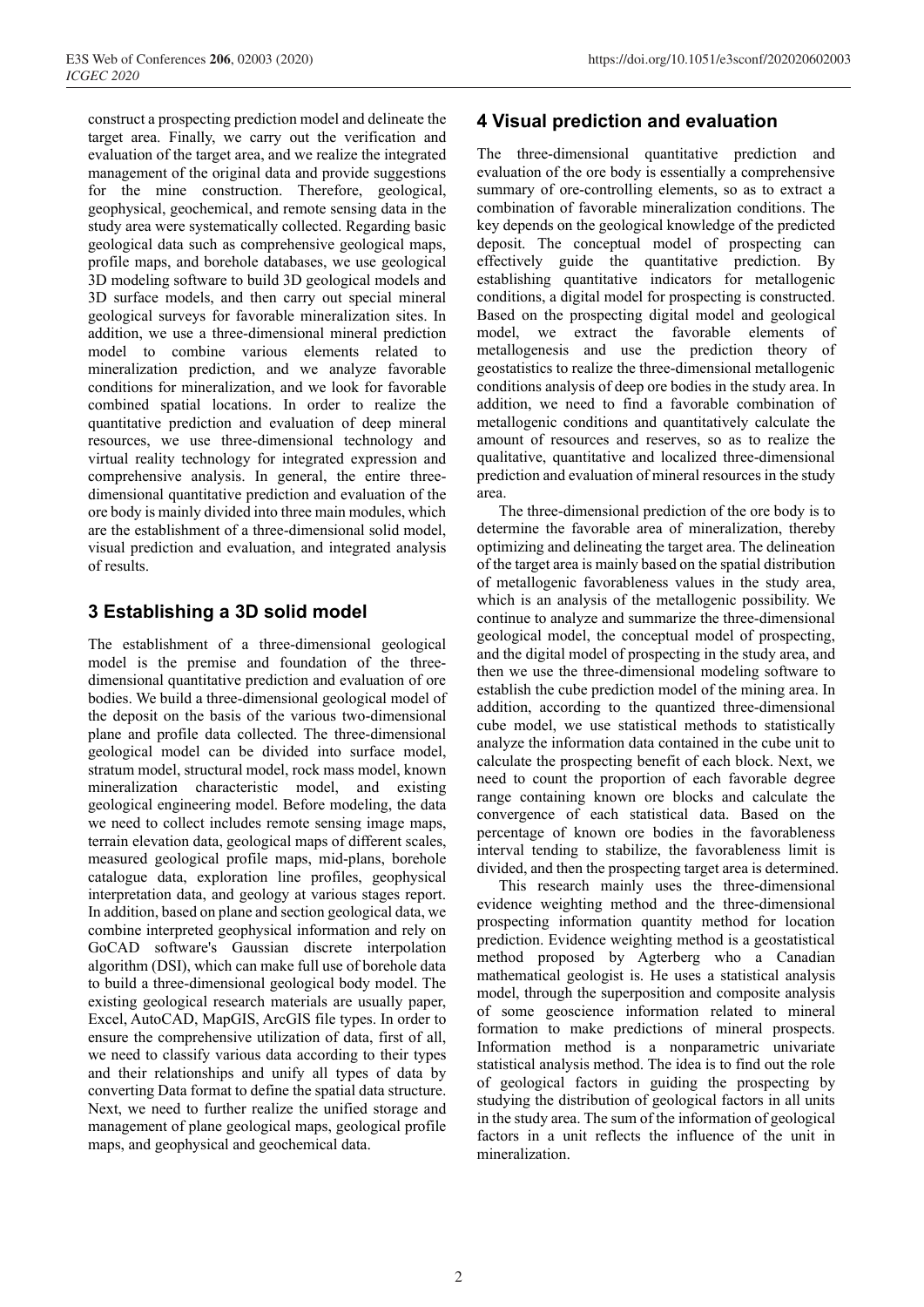construct a prospecting prediction model and delineate the target area. Finally, we carry out the verification and evaluation of the target area, and we realize the integrated management of the original data and provide suggestions for the mine construction. Therefore, geological, geophysical, geochemical, and remote sensing data in the study area were systematically collected. Regarding basic geological data such as comprehensive geological maps, profile maps, and borehole databases, we use geological 3D modeling software to build 3D geological models and 3D surface models, and then carry out special mineral geological surveys for favorable mineralization sites. In addition, we use a three-dimensional mineral prediction model to combine various elements related to mineralization prediction, and we analyze favorable conditions for mineralization, and we look for favorable combined spatial locations. In order to realize the quantitative prediction and evaluation of deep mineral resources, we use three-dimensional technology and virtual reality technology for integrated expression and comprehensive analysis. In general, the entire three-dimensional quantitative prediction and evaluation of the ore body is mainly divided into three main modules, which are the establishment of a three-dimensional solid model, visual prediction and evaluation, and integrated analysis of results.

## 3 Establishing a 3D solid model

The establishment of a three-dimensional geological model is the premise and foundation of the three-dimensional quantitative prediction and evaluation of ore bodies. We build a three-dimensional geological model of the deposit on the basis of the various two-dimensional plane and profile data collected. The three-dimensional geological model can be divided into surface model, stratum model, structural model, rock mass model, known mineralization characteristic model, and existing geological engineering model. Before modeling, the data we need to collect includes remote sensing image maps, terrain elevation data, geological maps of different scales, measured geological profile maps, mid-plans, borehole catalogue data, exploration line profiles, geophysical interpretation data, and geology at various stages report. In addition, based on plane and section geological data, we combine interpreted geophysical information and rely on GoCAD software's Gaussian discrete interpolation algorithm (DSI), which can make full use of borehole data to build a three-dimensional geological body model. The existing geological research materials are usually paper, Excel, AutoCAD, MapGIS, ArcGIS file types. In order to ensure the comprehensive utilization of data, first of all, we need to classify various data according to their types and their relationships and unify all types of data by converting Data format to define the spatial data structure. Next, we need to further realize the unified storage and management of plane geological maps, geological profile maps, and geophysical and geochemical data.

## 4 Visual prediction and evaluation

The three-dimensional quantitative prediction and evaluation of the ore body is essentially a comprehensive summary of ore-controlling elements, so as to extract a combination of favorable mineralization conditions. The key depends on the geological knowledge of the predicted deposit. The conceptual model of prospecting can effectively guide the quantitative prediction. By establishing quantitative indicators for metallogenic conditions, a digital model for prospecting is constructed. Based on the prospecting digital model and geological model, we extract the favorable elements of metallogenesis and use the prediction theory of geostatistics to realize the three-dimensional metallogenic conditions analysis of deep ore bodies in the study area. In addition, we need to find a favorable combination of metallogenic conditions and quantitatively calculate the amount of resources and reserves, so as to realize the qualitative, quantitative and localized three-dimensional prediction and evaluation of mineral resources in the study area.

The three-dimensional prediction of the ore body is to determine the favorable area of mineralization, thereby optimizing and delineating the target area. The delineation of the target area is mainly based on the spatial distribution of metallogenic favorableness values in the study area, which is an analysis of the metallogenic possibility. We continue to analyze and summarize the three-dimensional geological model, the conceptual model of prospecting, and the digital model of prospecting in the study area, and then we use the three-dimensional modeling software to establish the cube prediction model of the mining area. In addition, according to the quantized three-dimensional cube model, we use statistical methods to statistically analyze the information data contained in the cube unit to calculate the prospecting benefit of each block. Next, we need to count the proportion of each favorable degree range containing known ore blocks and calculate the convergence of each statistical data. Based on the percentage of known ore bodies in the favorableness interval tending to stabilize, the favorableness limit is divided, and then the prospecting target area is determined.

This research mainly uses the three-dimensional evidence weighting method and the three-dimensional prospecting information quantity method for location prediction. Evidence weighting method is a geostatistical method proposed by Agterberg who a Canadian mathematical geologist is. He uses a statistical analysis model, through the superposition and composite analysis of some geoscience information related to mineral formation to make predictions of mineral prospects. Information method is a nonparametric univariate statistical analysis method. The idea is to find out the role of geological factors in guiding the prospecting by studying the distribution of geological factors in all units in the study area. The sum of the information of geological factors in a unit reflects the influence of the unit in mineralization.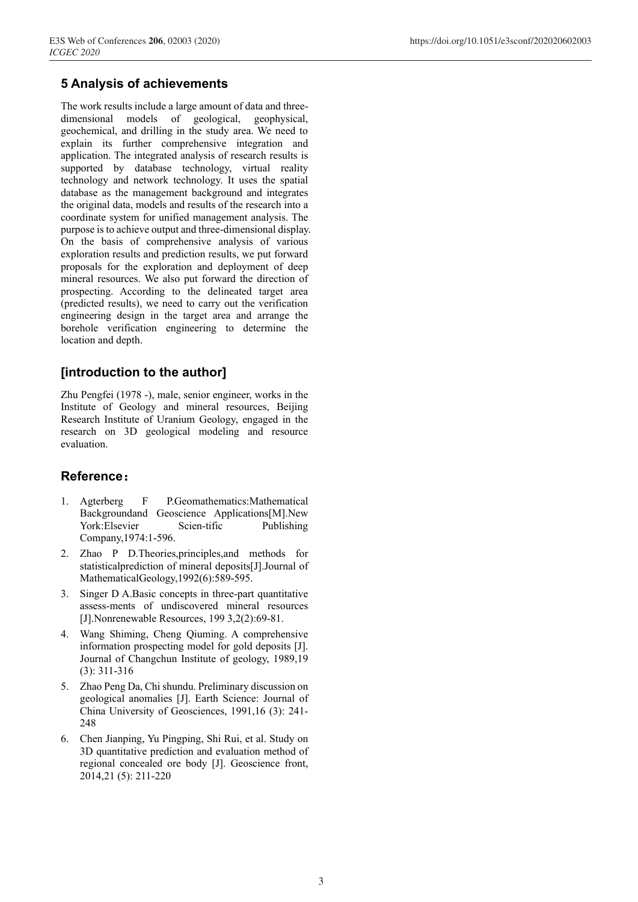## 5 Analysis of achievements

The work results include a large amount of data and three-dimensional models of geological, geophysical, geochemical, and drilling in the study area. We need to explain its further comprehensive integration and application. The integrated analysis of research results is supported by database technology, virtual reality technology and network technology. It uses the spatial database as the management background and integrates the original data, models and results of the research into a coordinate system for unified management analysis. The purpose is to achieve output and three-dimensional display. On the basis of comprehensive analysis of various exploration results and prediction results, we put forward proposals for the exploration and deployment of deep mineral resources. We also put forward the direction of prospecting. According to the delineated target area (predicted results), we need to carry out the verification engineering design in the target area and arrange the borehole verification engineering to determine the location and depth.

## [introduction to the author]

Zhu Pengfei (1978 -), male, senior engineer, works in the Institute of Geology and mineral resources, Beijing Research Institute of Uranium Geology, engaged in the research on 3D geological modeling and resource evaluation.

## Reference：

1. Agterberg F P.Geomathematics:Mathematical Backgroundand Geoscience Applications[M].New York:Elsevier Scien-tific Publishing Company,1974:1-596.
2. Zhao P D.Theories,principles,and methods for statisticalprediction of mineral deposits[J].Journal of MathematicalGeology,1992(6):589-595.
3. Singer D A.Basic concepts in three-part quantitative assess-ments of undiscovered mineral resources [J].Nonrenewable Resources, 199 3,2(2):69-81.
4. Wang Shiming, Cheng Qiuming. A comprehensive information prospecting model for gold deposits [J]. Journal of Changchun Institute of geology, 1989,19 (3): 311-316
5. Zhao Peng Da, Chi shundu. Preliminary discussion on geological anomalies [J]. Earth Science: Journal of China University of Geosciences, 1991,16 (3): 241-248
6. Chen Jianping, Yu Pingping, Shi Rui, et al. Study on 3D quantitative prediction and evaluation method of regional concealed ore body [J]. Geoscience front, 2014,21 (5): 211-220